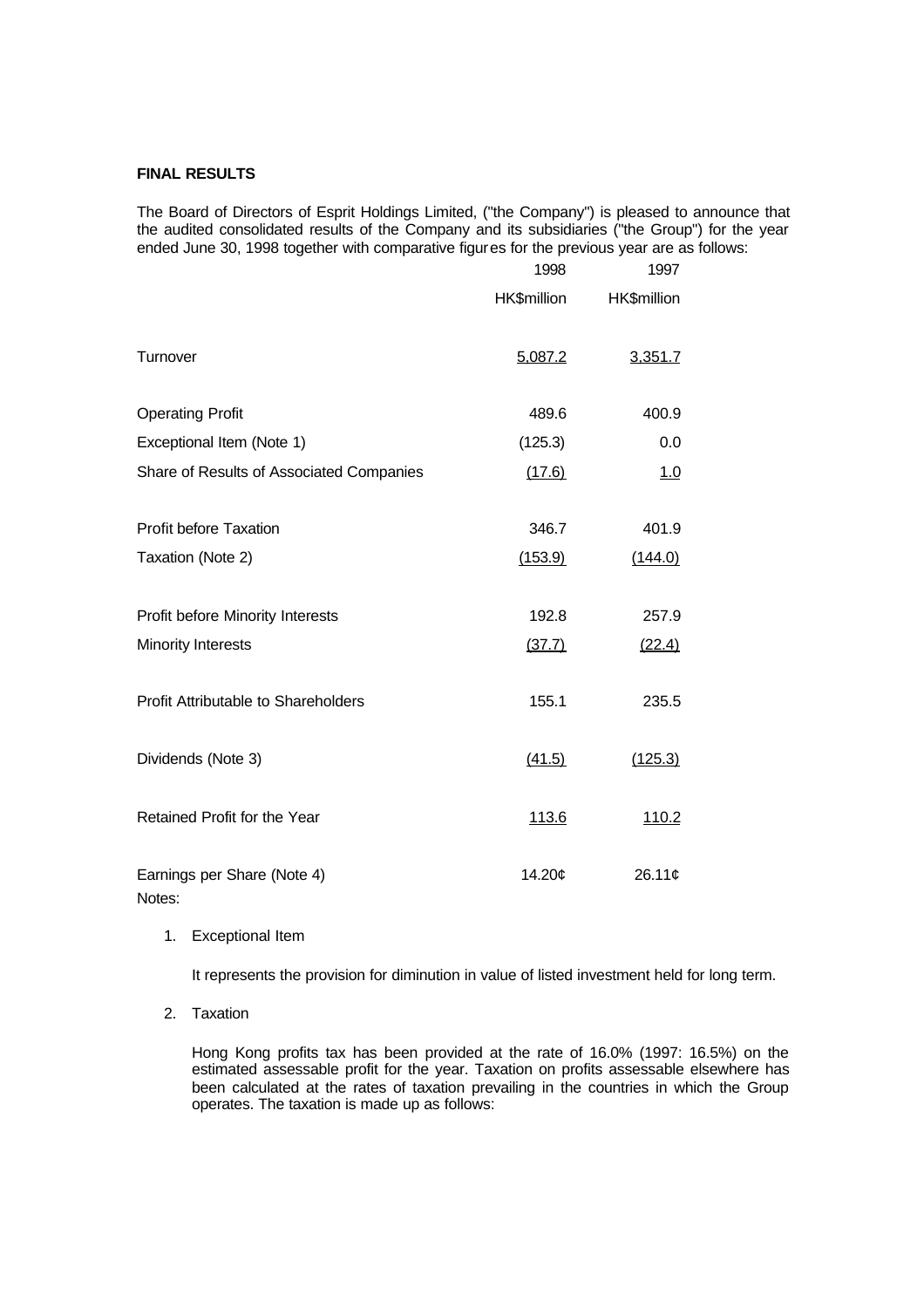**FINAL RESULTS**

The Board of Directors of Esprit Holdings Limited, ("the Company") is pleased to announce that the audited consolidated results of the Company and its subsidiaries ("the Group") for the year ended June 30, 1998 together with comparative figures for the previous year are as follows:

| | 1998 | 1997 |
|---|---|---|
| | HK$million | HK$million |
| Turnover | 5,087.2 | 3,351.7 |
| Operating Profit | 489.6 | 400.9 |
| Exceptional Item (Note 1) | (125.3) | 0.0 |
| Share of Results of Associated Companies | (17.6) | 1.0 |
| Profit before Taxation | 346.7 | 401.9 |
| Taxation (Note 2) | (153.9) | (144.0) |
| Profit before Minority Interests | 192.8 | 257.9 |
| Minority Interests | (37.7) | (22.4) |
| Profit Attributable to Shareholders | 155.1 | 235.5 |
| Dividends (Note 3) | (41.5) | (125.3) |
| Retained Profit for the Year | 113.6 | 110.2 |
| Earnings per Share (Note 4) | 14.20¢ | 26.11¢ |

Notes:

1. Exceptional Item

   It represents the provision for diminution in value of listed investment held for long term.

2. Taxation

   Hong Kong profits tax has been provided at the rate of 16.0% (1997: 16.5%) on the estimated assessable profit for the year. Taxation on profits assessable elsewhere has been calculated at the rates of taxation prevailing in the countries in which the Group operates. The taxation is made up as follows: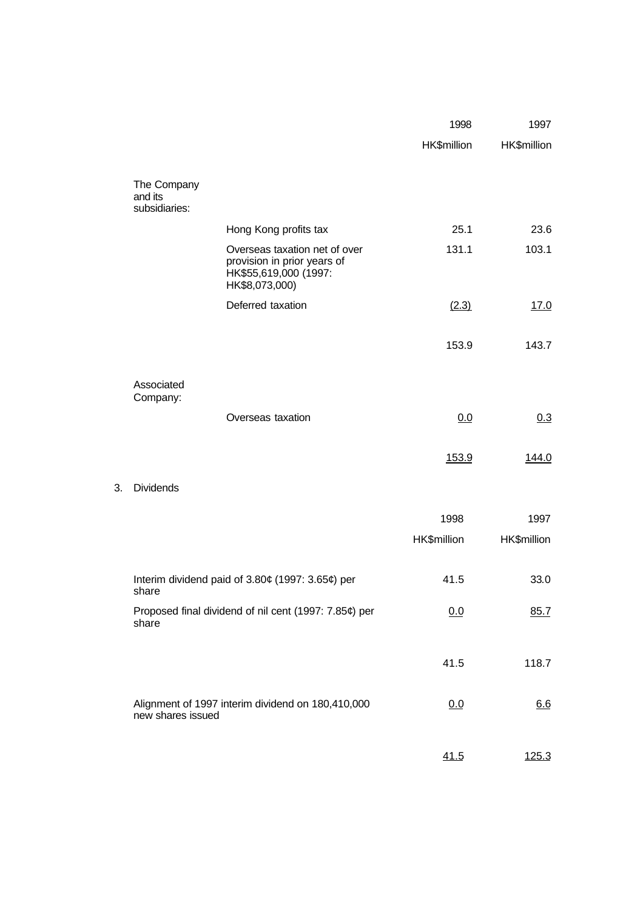| | | 1998 | 1997 |
|---|---|---|---|
| | | HK$million | HK$million |
| The Company and its subsidiaries: | | | |
| | Hong Kong profits tax | 25.1 | 23.6 |
| | Overseas taxation net of over provision in prior years of HK$55,619,000 (1997: HK$8,073,000) | 131.1 | 103.1 |
| | Deferred taxation | (2.3) | 17.0 |
| | | 153.9 | 143.7 |
| Associated Company: | | | |
| | Overseas taxation | 0.0 | 0.3 |
| | | 153.9 | 144.0 |

3. Dividends

| | 1998 | 1997 |
|---|---|---|
| | HK$million | HK$million |
| Interim dividend paid of 3.80¢ (1997: 3.65¢) per share | 41.5 | 33.0 |
| Proposed final dividend of nil cent (1997: 7.85¢) per share | 0.0 | 85.7 |
| | 41.5 | 118.7 |
| Alignment of 1997 interim dividend on 180,410,000 new shares issued | 0.0 | 6.6 |
| | 41.5 | 125.3 |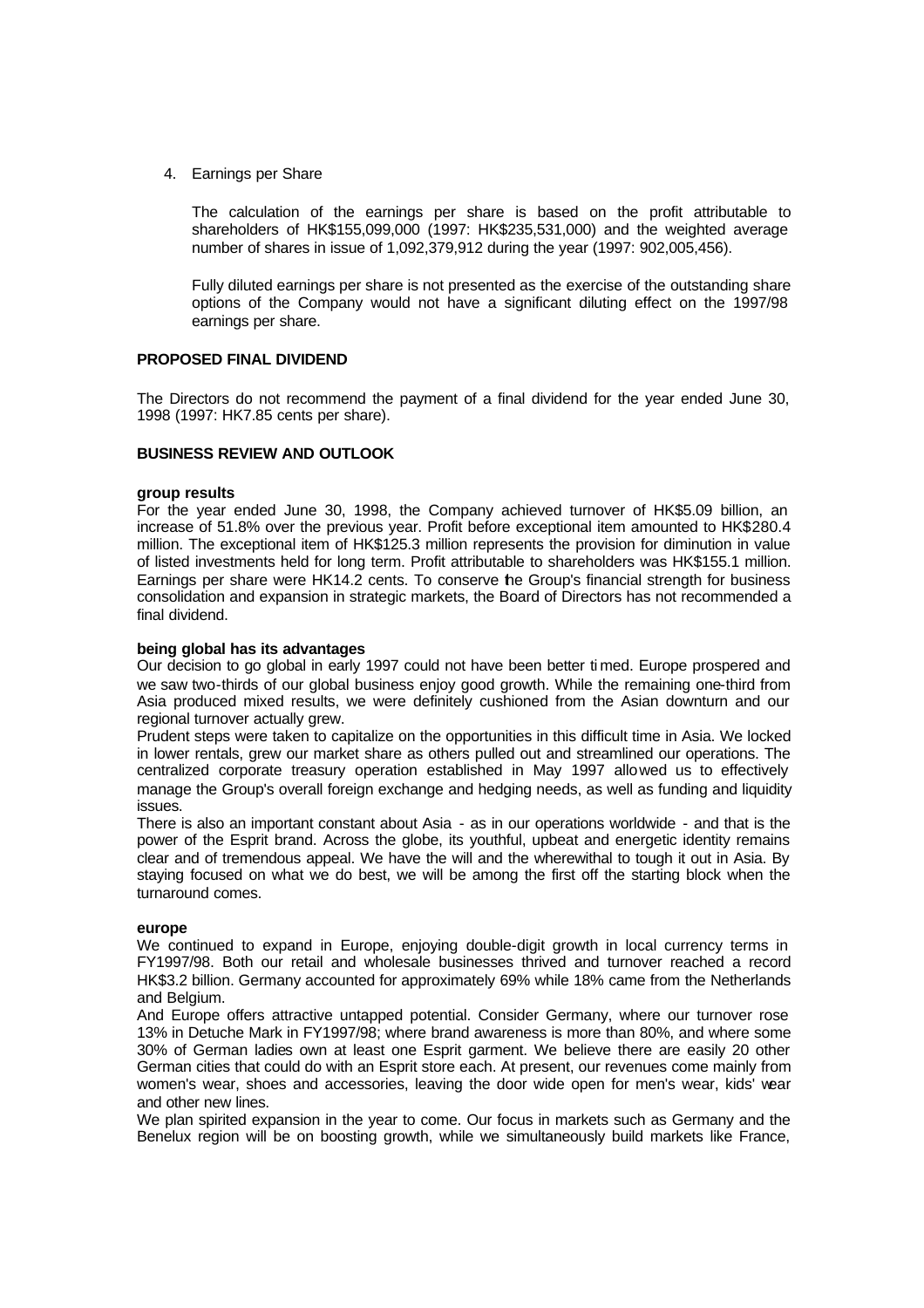4. Earnings per Share

   The calculation of the earnings per share is based on the profit attributable to shareholders of HK$155,099,000 (1997: HK$235,531,000) and the weighted average number of shares in issue of 1,092,379,912 during the year (1997: 902,005,456).

   Fully diluted earnings per share is not presented as the exercise of the outstanding share options of the Company would not have a significant diluting effect on the 1997/98 earnings per share.

**PROPOSED FINAL DIVIDEND**

The Directors do not recommend the payment of a final dividend for the year ended June 30, 1998 (1997: HK7.85 cents per share).

**BUSINESS REVIEW AND OUTLOOK**

**group results**

For the year ended June 30, 1998, the Company achieved turnover of HK$5.09 billion, an increase of 51.8% over the previous year. Profit before exceptional item amounted to HK$280.4 million. The exceptional item of HK$125.3 million represents the provision for diminution in value of listed investments held for long term. Profit attributable to shareholders was HK$155.1 million. Earnings per share were HK14.2 cents. To conserve the Group's financial strength for business consolidation and expansion in strategic markets, the Board of Directors has not recommended a final dividend.

**being global has its advantages**

Our decision to go global in early 1997 could not have been better timed. Europe prospered and we saw two-thirds of our global business enjoy good growth. While the remaining one-third from Asia produced mixed results, we were definitely cushioned from the Asian downturn and our regional turnover actually grew.

Prudent steps were taken to capitalize on the opportunities in this difficult time in Asia. We locked in lower rentals, grew our market share as others pulled out and streamlined our operations. The centralized corporate treasury operation established in May 1997 allowed us to effectively manage the Group's overall foreign exchange and hedging needs, as well as funding and liquidity issues.

There is also an important constant about Asia - as in our operations worldwide - and that is the power of the Esprit brand. Across the globe, its youthful, upbeat and energetic identity remains clear and of tremendous appeal. We have the will and the wherewithal to tough it out in Asia. By staying focused on what we do best, we will be among the first off the starting block when the turnaround comes.

**europe**

We continued to expand in Europe, enjoying double-digit growth in local currency terms in FY1997/98. Both our retail and wholesale businesses thrived and turnover reached a record HK$3.2 billion. Germany accounted for approximately 69% while 18% came from the Netherlands and Belgium.

And Europe offers attractive untapped potential. Consider Germany, where our turnover rose 13% in Detuche Mark in FY1997/98; where brand awareness is more than 80%, and where some 30% of German ladies own at least one Esprit garment. We believe there are easily 20 other German cities that could do with an Esprit store each. At present, our revenues come mainly from women's wear, shoes and accessories, leaving the door wide open for men's wear, kids' wear and other new lines.

We plan spirited expansion in the year to come. Our focus in markets such as Germany and the Benelux region will be on boosting growth, while we simultaneously build markets like France,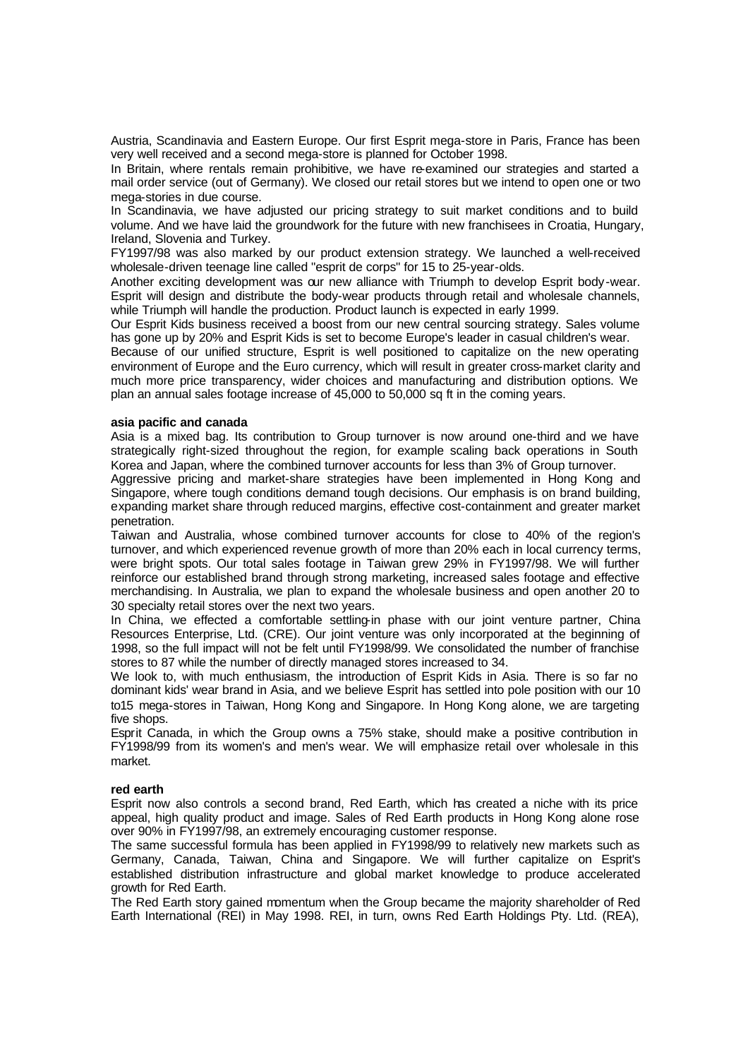Austria, Scandinavia and Eastern Europe. Our first Esprit mega-store in Paris, France has been very well received and a second mega-store is planned for October 1998.

In Britain, where rentals remain prohibitive, we have re-examined our strategies and started a mail order service (out of Germany). We closed our retail stores but we intend to open one or two mega-stories in due course.

In Scandinavia, we have adjusted our pricing strategy to suit market conditions and to build volume. And we have laid the groundwork for the future with new franchisees in Croatia, Hungary, Ireland, Slovenia and Turkey.

FY1997/98 was also marked by our product extension strategy. We launched a well-received wholesale-driven teenage line called "esprit de corps" for 15 to 25-year-olds.

Another exciting development was our new alliance with Triumph to develop Esprit body-wear. Esprit will design and distribute the body-wear products through retail and wholesale channels, while Triumph will handle the production. Product launch is expected in early 1999.

Our Esprit Kids business received a boost from our new central sourcing strategy. Sales volume has gone up by 20% and Esprit Kids is set to become Europe's leader in casual children's wear.

Because of our unified structure, Esprit is well positioned to capitalize on the new operating environment of Europe and the Euro currency, which will result in greater cross-market clarity and much more price transparency, wider choices and manufacturing and distribution options. We plan an annual sales footage increase of 45,000 to 50,000 sq ft in the coming years.

**asia pacific and canada**

Asia is a mixed bag. Its contribution to Group turnover is now around one-third and we have strategically right-sized throughout the region, for example scaling back operations in South Korea and Japan, where the combined turnover accounts for less than 3% of Group turnover.

Aggressive pricing and market-share strategies have been implemented in Hong Kong and Singapore, where tough conditions demand tough decisions. Our emphasis is on brand building, expanding market share through reduced margins, effective cost-containment and greater market penetration.

Taiwan and Australia, whose combined turnover accounts for close to 40% of the region's turnover, and which experienced revenue growth of more than 20% each in local currency terms, were bright spots. Our total sales footage in Taiwan grew 29% in FY1997/98. We will further reinforce our established brand through strong marketing, increased sales footage and effective merchandising. In Australia, we plan to expand the wholesale business and open another 20 to 30 specialty retail stores over the next two years.

In China, we effected a comfortable settling-in phase with our joint venture partner, China Resources Enterprise, Ltd. (CRE). Our joint venture was only incorporated at the beginning of 1998, so the full impact will not be felt until FY1998/99. We consolidated the number of franchise stores to 87 while the number of directly managed stores increased to 34.

We look to, with much enthusiasm, the introduction of Esprit Kids in Asia. There is so far no dominant kids' wear brand in Asia, and we believe Esprit has settled into pole position with our 10 to15 mega-stores in Taiwan, Hong Kong and Singapore. In Hong Kong alone, we are targeting five shops.

Esprit Canada, in which the Group owns a 75% stake, should make a positive contribution in FY1998/99 from its women's and men's wear. We will emphasize retail over wholesale in this market.

**red earth**

Esprit now also controls a second brand, Red Earth, which has created a niche with its price appeal, high quality product and image. Sales of Red Earth products in Hong Kong alone rose over 90% in FY1997/98, an extremely encouraging customer response.

The same successful formula has been applied in FY1998/99 to relatively new markets such as Germany, Canada, Taiwan, China and Singapore. We will further capitalize on Esprit's established distribution infrastructure and global market knowledge to produce accelerated growth for Red Earth.

The Red Earth story gained momentum when the Group became the majority shareholder of Red Earth International (REI) in May 1998. REI, in turn, owns Red Earth Holdings Pty. Ltd. (REA),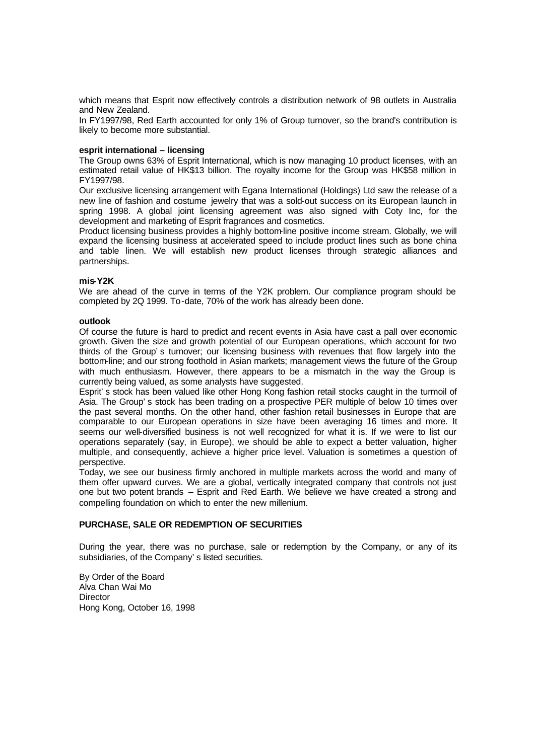which means that Esprit now effectively controls a distribution network of 98 outlets in Australia and New Zealand.

In FY1997/98, Red Earth accounted for only 1% of Group turnover, so the brand's contribution is likely to become more substantial.

**esprit international – licensing**

The Group owns 63% of Esprit International, which is now managing 10 product licenses, with an estimated retail value of HK$13 billion. The royalty income for the Group was HK$58 million in FY1997/98.

Our exclusive licensing arrangement with Egana International (Holdings) Ltd saw the release of a new line of fashion and costume jewelry that was a sold-out success on its European launch in spring 1998. A global joint licensing agreement was also signed with Coty Inc, for the development and marketing of Esprit fragrances and cosmetics.

Product licensing business provides a highly bottom-line positive income stream. Globally, we will expand the licensing business at accelerated speed to include product lines such as bone china and table linen. We will establish new product licenses through strategic alliances and partnerships.

**mis-Y2K**

We are ahead of the curve in terms of the Y2K problem. Our compliance program should be completed by 2Q 1999. To-date, 70% of the work has already been done.

**outlook**

Of course the future is hard to predict and recent events in Asia have cast a pall over economic growth. Given the size and growth potential of our European operations, which account for two thirds of the Group' s turnover; our licensing business with revenues that flow largely into the bottom-line; and our strong foothold in Asian markets; management views the future of the Group with much enthusiasm. However, there appears to be a mismatch in the way the Group is currently being valued, as some analysts have suggested.

Esprit' s stock has been valued like other Hong Kong fashion retail stocks caught in the turmoil of Asia. The Group' s stock has been trading on a prospective PER multiple of below 10 times over the past several months. On the other hand, other fashion retail businesses in Europe that are comparable to our European operations in size have been averaging 16 times and more. It seems our well-diversified business is not well recognized for what it is. If we were to list our operations separately (say, in Europe), we should be able to expect a better valuation, higher multiple, and consequently, achieve a higher price level. Valuation is sometimes a question of perspective.

Today, we see our business firmly anchored in multiple markets across the world and many of them offer upward curves. We are a global, vertically integrated company that controls not just one but two potent brands – Esprit and Red Earth. We believe we have created a strong and compelling foundation on which to enter the new millenium.

## PURCHASE, SALE OR REDEMPTION OF SECURITIES

During the year, there was no purchase, sale or redemption by the Company, or any of its subsidiaries, of the Company' s listed securities.

By Order of the Board
Alva Chan Wai Mo
Director
Hong Kong, October 16, 1998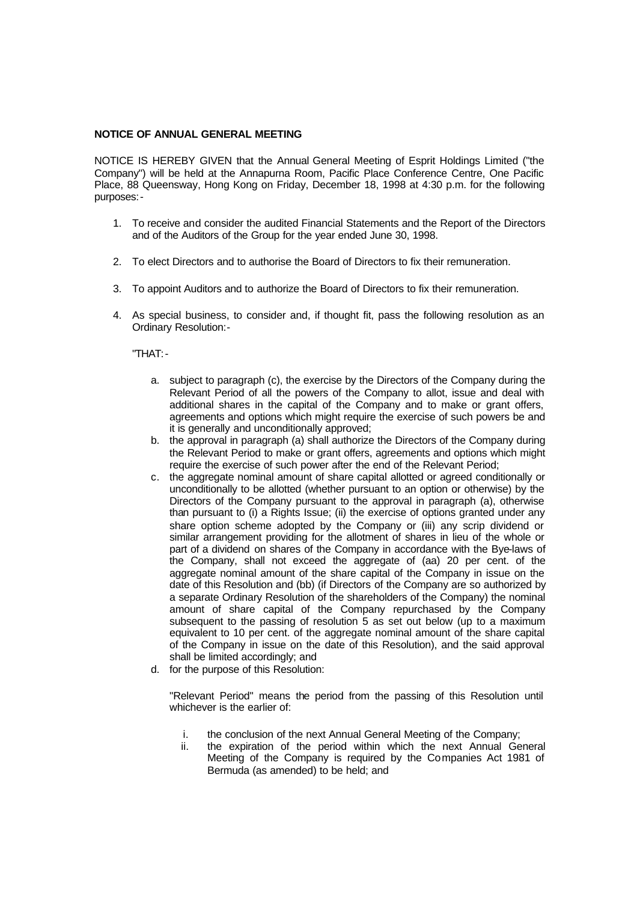**NOTICE OF ANNUAL GENERAL MEETING**

NOTICE IS HEREBY GIVEN that the Annual General Meeting of Esprit Holdings Limited ("the Company") will be held at the Annapurna Room, Pacific Place Conference Centre, One Pacific Place, 88 Queensway, Hong Kong on Friday, December 18, 1998 at 4:30 p.m. for the following purposes:-

1. To receive and consider the audited Financial Statements and the Report of the Directors and of the Auditors of the Group for the year ended June 30, 1998.

2. To elect Directors and to authorise the Board of Directors to fix their remuneration.

3. To appoint Auditors and to authorize the Board of Directors to fix their remuneration.

4. As special business, to consider and, if thought fit, pass the following resolution as an Ordinary Resolution:-

   "THAT:-

   a. subject to paragraph (c), the exercise by the Directors of the Company during the Relevant Period of all the powers of the Company to allot, issue and deal with additional shares in the capital of the Company and to make or grant offers, agreements and options which might require the exercise of such powers be and it is generally and unconditionally approved;
   b. the approval in paragraph (a) shall authorize the Directors of the Company during the Relevant Period to make or grant offers, agreements and options which might require the exercise of such power after the end of the Relevant Period;
   c. the aggregate nominal amount of share capital allotted or agreed conditionally or unconditionally to be allotted (whether pursuant to an option or otherwise) by the Directors of the Company pursuant to the approval in paragraph (a), otherwise than pursuant to (i) a Rights Issue; (ii) the exercise of options granted under any share option scheme adopted by the Company or (iii) any scrip dividend or similar arrangement providing for the allotment of shares in lieu of the whole or part of a dividend on shares of the Company in accordance with the Bye-laws of the Company, shall not exceed the aggregate of (aa) 20 per cent. of the aggregate nominal amount of the share capital of the Company in issue on the date of this Resolution and (bb) (if Directors of the Company are so authorized by a separate Ordinary Resolution of the shareholders of the Company) the nominal amount of share capital of the Company repurchased by the Company subsequent to the passing of resolution 5 as set out below (up to a maximum equivalent to 10 per cent. of the aggregate nominal amount of the share capital of the Company in issue on the date of this Resolution), and the said approval shall be limited accordingly; and
   d. for the purpose of this Resolution:

      "Relevant Period" means the period from the passing of this Resolution until whichever is the earlier of:

      i. the conclusion of the next Annual General Meeting of the Company;
      ii. the expiration of the period within which the next Annual General Meeting of the Company is required by the Companies Act 1981 of Bermuda (as amended) to be held; and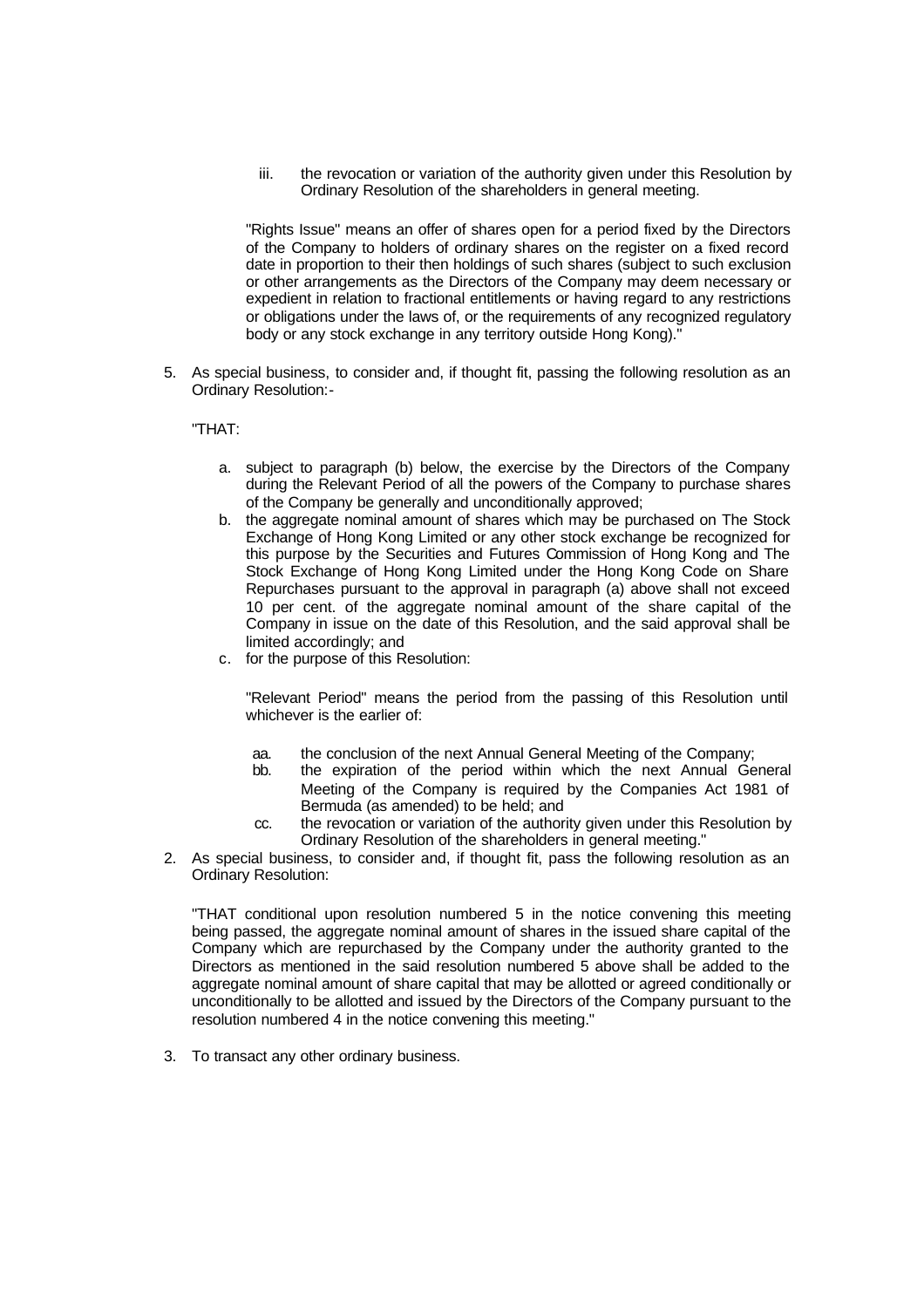iii. the revocation or variation of the authority given under this Resolution by Ordinary Resolution of the shareholders in general meeting.

"Rights Issue" means an offer of shares open for a period fixed by the Directors of the Company to holders of ordinary shares on the register on a fixed record date in proportion to their then holdings of such shares (subject to such exclusion or other arrangements as the Directors of the Company may deem necessary or expedient in relation to fractional entitlements or having regard to any restrictions or obligations under the laws of, or the requirements of any recognized regulatory body or any stock exchange in any territory outside Hong Kong)."

5. As special business, to consider and, if thought fit, passing the following resolution as an Ordinary Resolution:-

   "THAT:

   a. subject to paragraph (b) below, the exercise by the Directors of the Company during the Relevant Period of all the powers of the Company to purchase shares of the Company be generally and unconditionally approved;
   b. the aggregate nominal amount of shares which may be purchased on The Stock Exchange of Hong Kong Limited or any other stock exchange be recognized for this purpose by the Securities and Futures Commission of Hong Kong and The Stock Exchange of Hong Kong Limited under the Hong Kong Code on Share Repurchases pursuant to the approval in paragraph (a) above shall not exceed 10 per cent. of the aggregate nominal amount of the share capital of the Company in issue on the date of this Resolution, and the said approval shall be limited accordingly; and
   c. for the purpose of this Resolution:

      "Relevant Period" means the period from the passing of this Resolution until whichever is the earlier of:

      aa. the conclusion of the next Annual General Meeting of the Company;
      bb. the expiration of the period within which the next Annual General Meeting of the Company is required by the Companies Act 1981 of Bermuda (as amended) to be held; and
      cc. the revocation or variation of the authority given under this Resolution by Ordinary Resolution of the shareholders in general meeting."

2. As special business, to consider and, if thought fit, pass the following resolution as an Ordinary Resolution:

   "THAT conditional upon resolution numbered 5 in the notice convening this meeting being passed, the aggregate nominal amount of shares in the issued share capital of the Company which are repurchased by the Company under the authority granted to the Directors as mentioned in the said resolution numbered 5 above shall be added to the aggregate nominal amount of share capital that may be allotted or agreed conditionally or unconditionally to be allotted and issued by the Directors of the Company pursuant to the resolution numbered 4 in the notice convening this meeting."

3. To transact any other ordinary business.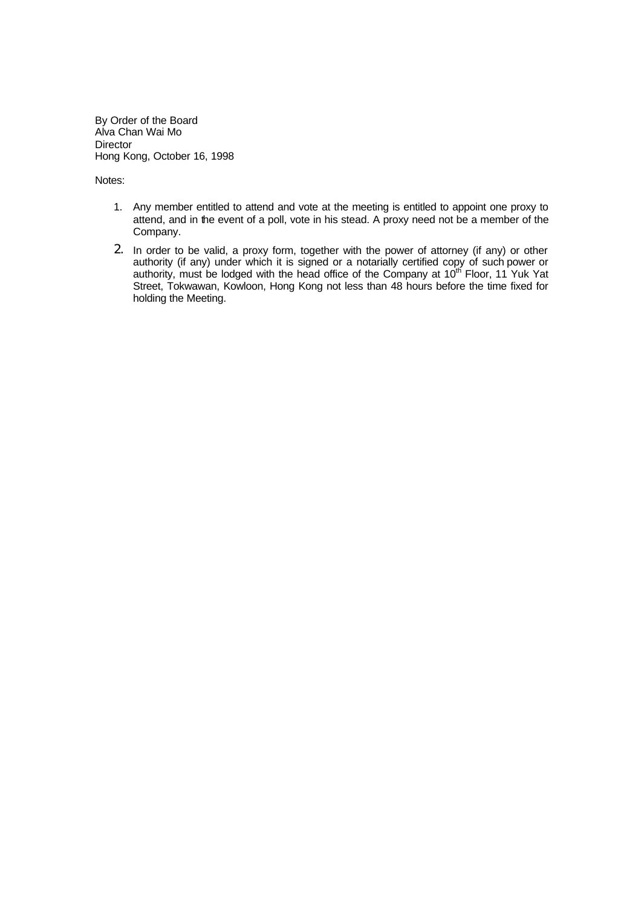By Order of the Board
Alva Chan Wai Mo
Director
Hong Kong, October 16, 1998

Notes:

1. Any member entitled to attend and vote at the meeting is entitled to appoint one proxy to attend, and in the event of a poll, vote in his stead. A proxy need not be a member of the Company.
2. In order to be valid, a proxy form, together with the power of attorney (if any) or other authority (if any) under which it is signed or a notarially certified copy of such power or authority, must be lodged with the head office of the Company at 10th Floor, 11 Yuk Yat Street, Tokwawan, Kowloon, Hong Kong not less than 48 hours before the time fixed for holding the Meeting.